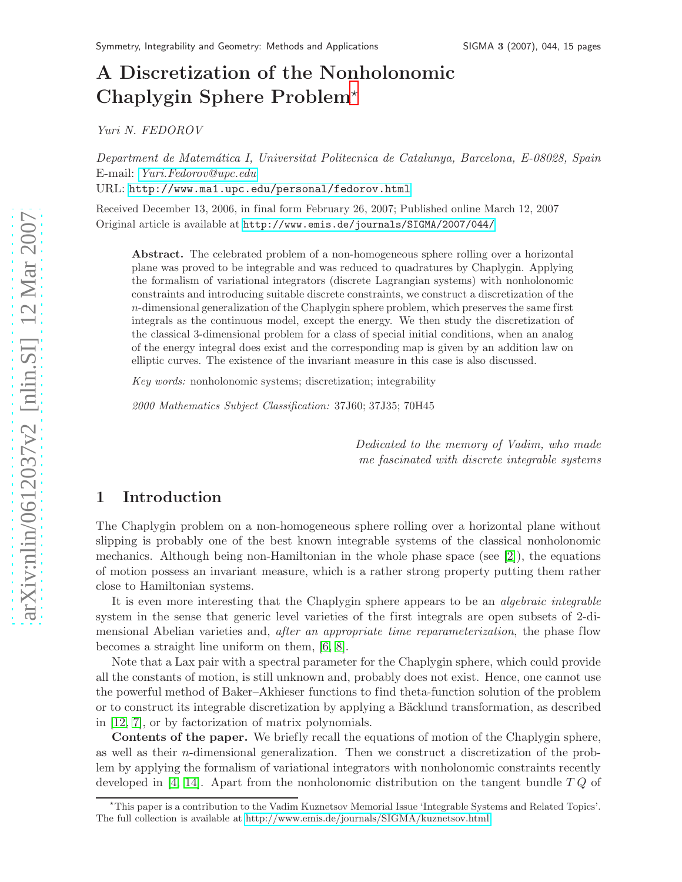# A Discretization of the Nonholonomic Chaplygin Sphere Problem*

*Yuri N. FEDOROV*

*Department de Matemática I, Universitat Politecnica de Catalunya, Barcelona, E-08028, Spain*
E-mail: *Yuri.Fedorov@upc.edu*
URL: http://www.ma1.upc.edu/personal/fedorov.html

Received December 13, 2006, in final form February 26, 2007; Published online March 12, 2007
Original article is available at http://www.emis.de/journals/SIGMA/2007/044/

> **Abstract.** The celebrated problem of a non-homogeneous sphere rolling over a horizontal plane was proved to be integrable and was reduced to quadratures by Chaplygin. Applying the formalism of variational integrators (discrete Lagrangian systems) with nonholonomic constraints and introducing suitable discrete constraints, we construct a discretization of the $n$-dimensional generalization of the Chaplygin sphere problem, which preserves the same first integrals as the continuous model, except the energy. We then study the discretization of the classical 3-dimensional problem for a class of special initial conditions, when an analog of the energy integral does exist and the corresponding map is given by an addition law on elliptic curves. The existence of the invariant measure in this case is also discussed.
>
> *Key words:* nonholonomic systems; discretization; integrability
>
> *2000 Mathematics Subject Classification:* 37J60; 37J35; 70H45

*Dedicated to the memory of Vadim, who made me fascinated with discrete integrable systems*

## 1 Introduction

The Chaplygin problem on a non-homogeneous sphere rolling over a horizontal plane without slipping is probably one of the best known integrable systems of the classical nonholonomic mechanics. Although being non-Hamiltonian in the whole phase space (see [2]), the equations of motion possess an invariant measure, which is a rather strong property putting them rather close to Hamiltonian systems.

It is even more interesting that the Chaplygin sphere appears to be an *algebraic integrable* system in the sense that generic level varieties of the first integrals are open subsets of 2-dimensional Abelian varieties and, *after an appropriate time reparameterization*, the phase flow becomes a straight line uniform on them, [6, 8].

Note that a Lax pair with a spectral parameter for the Chaplygin sphere, which could provide all the constants of motion, is still unknown and, probably does not exist. Hence, one cannot use the powerful method of Baker–Akhieser functions to find theta-function solution of the problem or to construct its integrable discretization by applying a Bäcklund transformation, as described in [12, 7], or by factorization of matrix polynomials.

**Contents of the paper.** We briefly recall the equations of motion of the Chaplygin sphere, as well as their $n$-dimensional generalization. Then we construct a discretization of the problem by applying the formalism of variational integrators with nonholonomic constraints recently developed in [4, 14]. Apart from the nonholonomic distribution on the tangent bundle $TQ$ of

---

*This paper is a contribution to the Vadim Kuznetsov Memorial Issue 'Integrable Systems and Related Topics'. The full collection is available at http://www.emis.de/journals/SIGMA/kuznetsov.html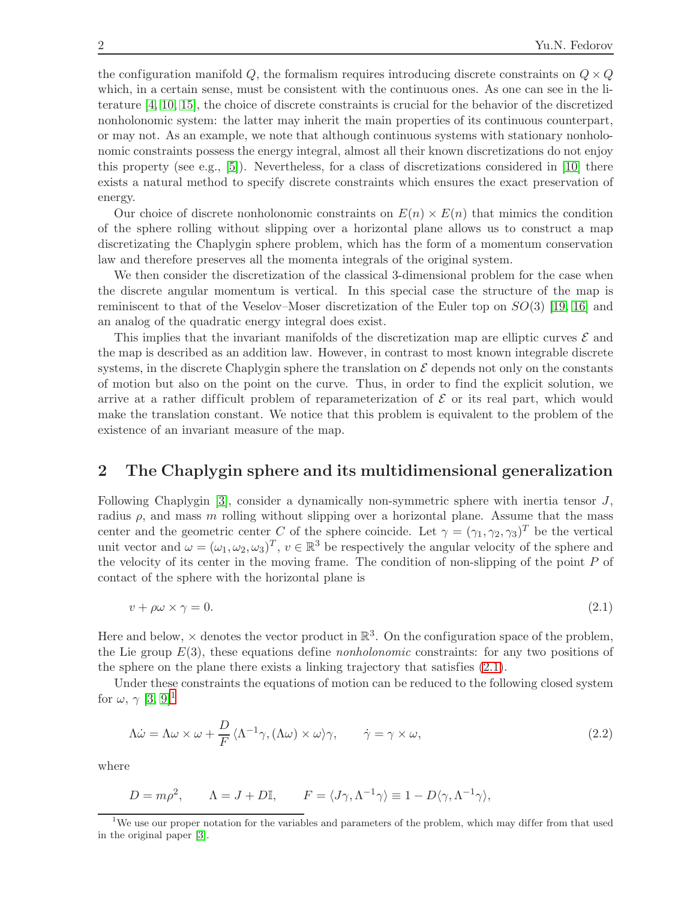the configuration manifold $Q$, the formalism requires introducing discrete constraints on $Q \times Q$ which, in a certain sense, must be consistent with the continuous ones. As one can see in the literature [4, 10, 15], the choice of discrete constraints is crucial for the behavior of the discretized nonholonomic system: the latter may inherit the main properties of its continuous counterpart, or may not. As an example, we note that although continuous systems with stationary nonholonomic constraints possess the energy integral, almost all their known discretizations do not enjoy this property (see e.g., [5]). Nevertheless, for a class of discretizations considered in [10] there exists a natural method to specify discrete constraints which ensures the exact preservation of energy.

Our choice of discrete nonholonomic constraints on $E(n) \times E(n)$ that mimics the condition of the sphere rolling without slipping over a horizontal plane allows us to construct a map discretizating the Chaplygin sphere problem, which has the form of a momentum conservation law and therefore preserves all the momenta integrals of the original system.

We then consider the discretization of the classical 3-dimensional problem for the case when the discrete angular momentum is vertical. In this special case the structure of the map is reminiscent to that of the Veselov–Moser discretization of the Euler top on $SO(3)$ [19, 16] and an analog of the quadratic energy integral does exist.

This implies that the invariant manifolds of the discretization map are elliptic curves $\mathcal{E}$ and the map is described as an addition law. However, in contrast to most known integrable discrete systems, in the discrete Chaplygin sphere the translation on $\mathcal{E}$ depends not only on the constants of motion but also on the point on the curve. Thus, in order to find the explicit solution, we arrive at a rather difficult problem of reparameterization of $\mathcal{E}$ or its real part, which would make the translation constant. We notice that this problem is equivalent to the problem of the existence of an invariant measure of the map.

## 2 The Chaplygin sphere and its multidimensional generalization

Following Chaplygin [3], consider a dynamically non-symmetric sphere with inertia tensor $J$, radius $\rho$, and mass $m$ rolling without slipping over a horizontal plane. Assume that the mass center and the geometric center $C$ of the sphere coincide. Let $\gamma = (\gamma_1, \gamma_2, \gamma_3)^T$ be the vertical unit vector and $\omega = (\omega_1, \omega_2, \omega_3)^T$, $v \in \mathbb{R}^3$ be respectively the angular velocity of the sphere and the velocity of its center in the moving frame. The condition of non-slipping of the point $P$ of contact of the sphere with the horizontal plane is

$$v + \rho\omega \times \gamma = 0. \tag{2.1}$$

Here and below, $\times$ denotes the vector product in $\mathbb{R}^3$. On the configuration space of the problem, the Lie group $E(3)$, these equations define *nonholonomic* constraints: for any two positions of the sphere on the plane there exists a linking trajectory that satisfies (2.1).

Under these constraints the equations of motion can be reduced to the following closed system for $\omega$, $\gamma$ [3, 9][1]

$$\Lambda\dot{\omega} = \Lambda\omega \times \omega + \frac{D}{F}\langle \Lambda^{-1}\gamma, (\Lambda\omega) \times \omega\rangle\gamma, \qquad \dot{\gamma} = \gamma \times \omega, \tag{2.2}$$

where

$$D = m\rho^2, \qquad \Lambda = J + D\mathbb{I}, \qquad F = \langle J\gamma, \Lambda^{-1}\gamma\rangle \equiv 1 - D\langle \gamma, \Lambda^{-1}\gamma\rangle,$$

[1] We use our proper notation for the variables and parameters of the problem, which may differ from that used in the original paper [3].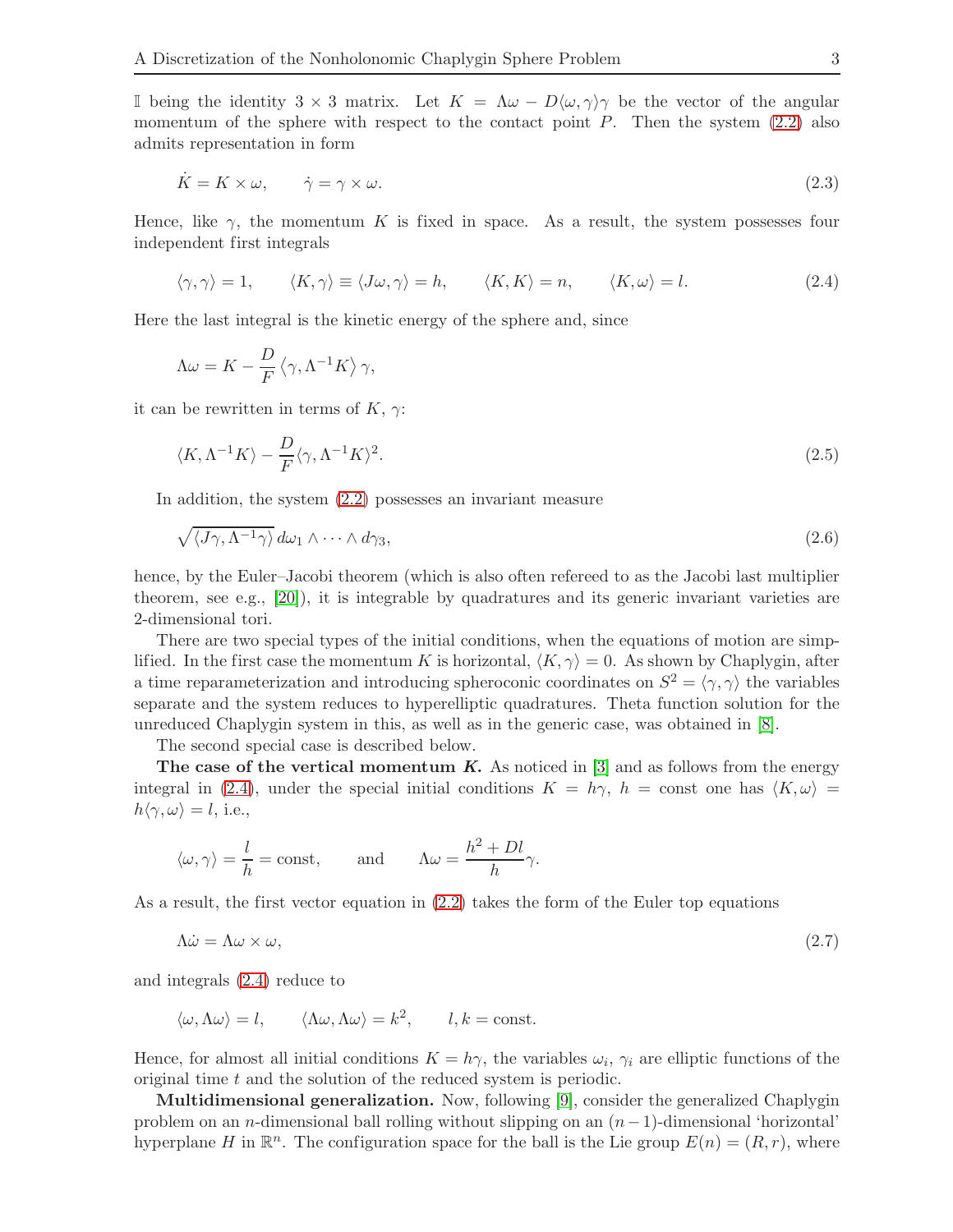$\mathbb{I}$ being the identity $3 \times 3$ matrix. Let $K = \Lambda\omega - D\langle \omega, \gamma\rangle\gamma$ be the vector of the angular momentum of the sphere with respect to the contact point $P$. Then the system (2.2) also admits representation in form

$$\dot K = K \times \omega, \qquad \dot\gamma = \gamma \times \omega. \tag{2.3}$$

Hence, like $\gamma$, the momentum $K$ is fixed in space. As a result, the system possesses four independent first integrals

$$\langle \gamma, \gamma\rangle = 1, \qquad \langle K, \gamma\rangle \equiv \langle J\omega, \gamma\rangle = h, \qquad \langle K, K\rangle = n, \qquad \langle K, \omega\rangle = l. \tag{2.4}$$

Here the last integral is the kinetic energy of the sphere and, since

$$\Lambda\omega = K - \frac{D}{F}\left\langle \gamma, \Lambda^{-1}K\right\rangle \gamma,$$

it can be rewritten in terms of $K$, $\gamma$:

$$\langle K, \Lambda^{-1}K\rangle - \frac{D}{F}\langle \gamma, \Lambda^{-1}K\rangle^2. \tag{2.5}$$

In addition, the system (2.2) possesses an invariant measure

$$\sqrt{\langle J\gamma, \Lambda^{-1}\gamma\rangle}\, d\omega_1 \wedge \cdots \wedge d\gamma_3, \tag{2.6}$$

hence, by the Euler–Jacobi theorem (which is also often refereed to as the Jacobi last multiplier theorem, see e.g., [20]), it is integrable by quadratures and its generic invariant varieties are 2-dimensional tori.

There are two special types of the initial conditions, when the equations of motion are simplified. In the first case the momentum $K$ is horizontal, $\langle K, \gamma\rangle = 0$. As shown by Chaplygin, after a time reparameterization and introducing spheroconic coordinates on $S^2 = \langle \gamma, \gamma\rangle$ the variables separate and the system reduces to hyperelliptic quadratures. Theta function solution for the unreduced Chaplygin system in this, as well as in the generic case, was obtained in [8].

The second special case is described below.

**The case of the vertical momentum *K*.** As noticed in [3] and as follows from the energy integral in (2.4), under the special initial conditions $K = h\gamma$, $h = \text{const}$ one has $\langle K, \omega\rangle = h\langle \gamma, \omega\rangle = l$, i.e.,

$$\langle \omega, \gamma\rangle = \frac{l}{h} = \text{const}, \qquad \text{and} \qquad \Lambda\omega = \frac{h^2 + Dl}{h}\gamma.$$

As a result, the first vector equation in (2.2) takes the form of the Euler top equations

$$\Lambda\dot\omega = \Lambda\omega \times \omega, \tag{2.7}$$

and integrals (2.4) reduce to

$$\langle \omega, \Lambda\omega\rangle = l, \qquad \langle \Lambda\omega, \Lambda\omega\rangle = k^2, \qquad l, k = \text{const}.$$

Hence, for almost all initial conditions $K = h\gamma$, the variables $\omega_i$, $\gamma_i$ are elliptic functions of the original time $t$ and the solution of the reduced system is periodic.

**Multidimensional generalization.** Now, following [9], consider the generalized Chaplygin problem on an $n$-dimensional ball rolling without slipping on an $(n-1)$-dimensional 'horizontal' hyperplane $H$ in $\mathbb{R}^n$. The configuration space for the ball is the Lie group $E(n) = (R, r)$, where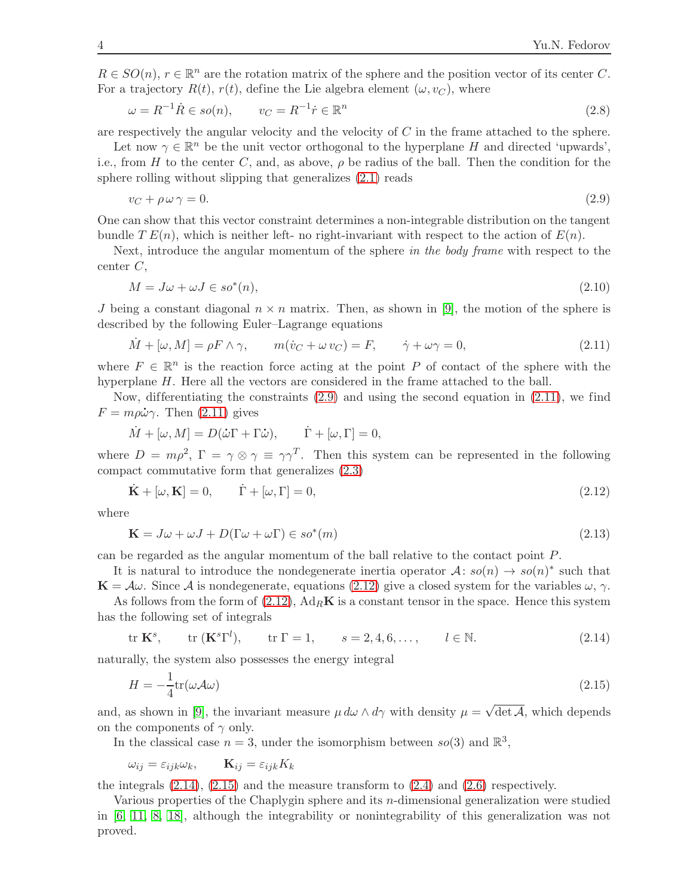$R \in SO(n)$, $r \in \mathbb{R}^n$ are the rotation matrix of the sphere and the position vector of its center $C$. For a trajectory $R(t)$, $r(t)$, define the Lie algebra element $(\omega, v_C)$, where

$$\omega = R^{-1}\dot{R} \in so(n), \qquad v_C = R^{-1}\dot{r} \in \mathbb{R}^n \tag{2.8}$$

are respectively the angular velocity and the velocity of $C$ in the frame attached to the sphere.

Let now $\gamma \in \mathbb{R}^n$ be the unit vector orthogonal to the hyperplane $H$ and directed 'upwards', i.e., from $H$ to the center $C$, and, as above, $\rho$ be radius of the ball. Then the condition for the sphere rolling without slipping that generalizes (2.1) reads

$$v_C + \rho\,\omega\,\gamma = 0. \tag{2.9}$$

One can show that this vector constraint determines a non-integrable distribution on the tangent bundle $T\,E(n)$, which is neither left- no right-invariant with respect to the action of $E(n)$.

Next, introduce the angular momentum of the sphere *in the body frame* with respect to the center $C$,

$$M = J\omega + \omega J \in so^*(n), \tag{2.10}$$

$J$ being a constant diagonal $n \times n$ matrix. Then, as shown in [9], the motion of the sphere is described by the following Euler–Lagrange equations

$$\dot{M} + [\omega, M] = \rho F \wedge \gamma, \qquad m(\dot{v}_C + \omega\, v_C) = F, \qquad \dot{\gamma} + \omega\gamma = 0, \tag{2.11}$$

where $F \in \mathbb{R}^n$ is the reaction force acting at the point $P$ of contact of the sphere with the hyperplane $H$. Here all the vectors are considered in the frame attached to the ball.

Now, differentiating the constraints (2.9) and using the second equation in (2.11), we find $F = m\rho\dot{\omega}\gamma$. Then (2.11) gives

$$\dot{M} + [\omega, M] = D(\dot{\omega}\Gamma + \Gamma\dot{\omega}), \qquad \dot{\Gamma} + [\omega, \Gamma] = 0,$$

where $D = m\rho^2$, $\Gamma = \gamma \otimes \gamma \equiv \gamma\gamma^T$. Then this system can be represented in the following compact commutative form that generalizes (2.3)

$$\dot{\mathbf{K}} + [\omega, \mathbf{K}] = 0, \qquad \dot{\Gamma} + [\omega, \Gamma] = 0, \tag{2.12}$$

where

$$\mathbf{K} = J\omega + \omega J + D(\Gamma\omega + \omega\Gamma) \in so^*(m) \tag{2.13}$$

can be regarded as the angular momentum of the ball relative to the contact point $P$.

It is natural to introduce the nondegenerate inertia operator $\mathcal{A}\colon so(n) \to so(n)^*$ such that $\mathbf{K} = \mathcal{A}\omega$. Since $\mathcal{A}$ is nondegenerate, equations (2.12) give a closed system for the variables $\omega$, $\gamma$.

As follows from the form of (2.12), $\mathrm{Ad}_R\mathbf{K}$ is a constant tensor in the space. Hence this system has the following set of integrals

$$\mathrm{tr}\,\mathbf{K}^s, \qquad \mathrm{tr}\,(\mathbf{K}^s\Gamma^l), \qquad \mathrm{tr}\,\Gamma = 1, \qquad s = 2, 4, 6, \ldots, \qquad l \in \mathbb{N}. \tag{2.14}$$

naturally, the system also possesses the energy integral

$$H = -\frac{1}{4}\mathrm{tr}(\omega\mathcal{A}\omega) \tag{2.15}$$

and, as shown in [9], the invariant measure $\mu\, d\omega \wedge d\gamma$ with density $\mu = \sqrt{\det \mathcal{A}}$, which depends on the components of $\gamma$ only.

In the classical case $n = 3$, under the isomorphism between $so(3)$ and $\mathbb{R}^3$,

$$\omega_{ij} = \varepsilon_{ijk}\omega_k, \qquad \mathbf{K}_{ij} = \varepsilon_{ijk}K_k$$

the integrals (2.14), (2.15) and the measure transform to (2.4) and (2.6) respectively.

Various properties of the Chaplygin sphere and its $n$-dimensional generalization were studied in [6, 11, 8, 18], although the integrability or nonintegrability of this generalization was not proved.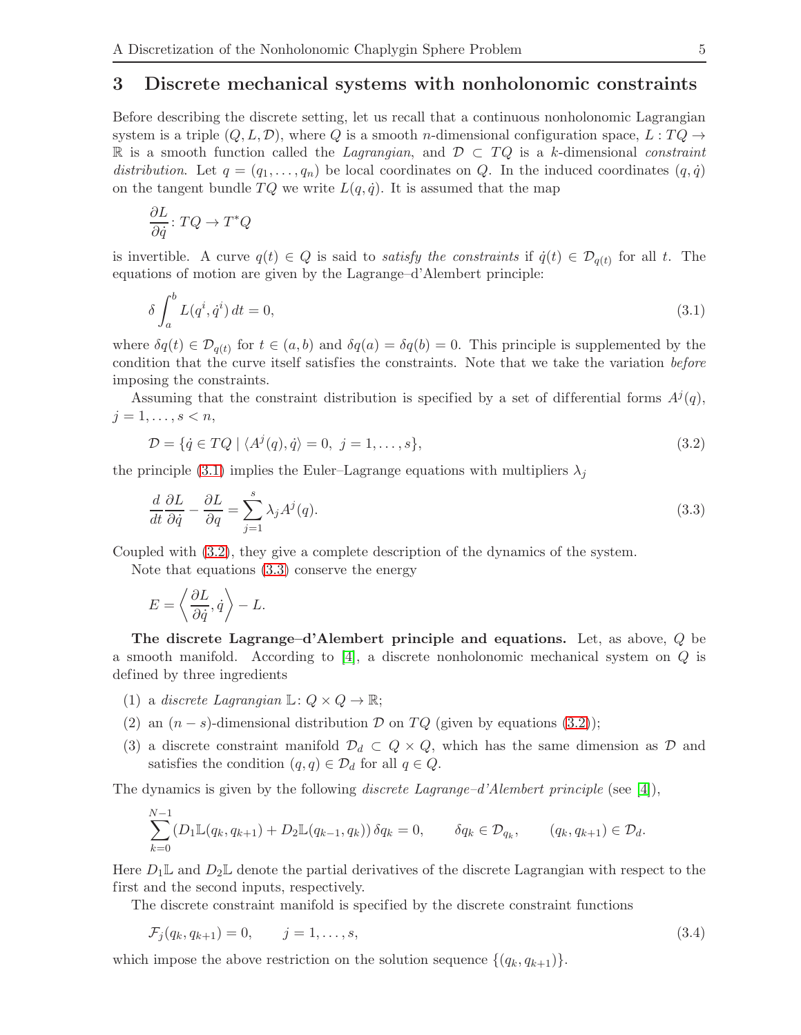## 3 Discrete mechanical systems with nonholonomic constraints

Before describing the discrete setting, let us recall that a continuous nonholonomic Lagrangian system is a triple $(Q, L, \mathcal{D})$, where $Q$ is a smooth $n$-dimensional configuration space, $L : TQ \to \mathbb{R}$ is a smooth function called the *Lagrangian*, and $\mathcal{D} \subset TQ$ is a $k$-dimensional *constraint distribution*. Let $q = (q_1, \dots, q_n)$ be local coordinates on $Q$. In the induced coordinates $(q, \dot{q})$ on the tangent bundle $TQ$ we write $L(q, \dot{q})$. It is assumed that the map

$$\frac{\partial L}{\partial \dot{q}} : TQ \to T^*Q$$

is invertible. A curve $q(t) \in Q$ is said to *satisfy the constraints* if $\dot{q}(t) \in \mathcal{D}_{q(t)}$ for all $t$. The equations of motion are given by the Lagrange–d'Alembert principle:

$$\delta \int_a^b L(q^i, \dot{q}^i)\, dt = 0, \tag{3.1}$$

where $\delta q(t) \in \mathcal{D}_{q(t)}$ for $t \in (a, b)$ and $\delta q(a) = \delta q(b) = 0$. This principle is supplemented by the condition that the curve itself satisfies the constraints. Note that we take the variation *before* imposing the constraints.

Assuming that the constraint distribution is specified by a set of differential forms $A^j(q)$, $j = 1, \dots, s < n$,

$$\mathcal{D} = \{\dot{q} \in TQ \mid \langle A^j(q), \dot{q}\rangle = 0,\ j = 1, \dots, s\}, \tag{3.2}$$

the principle (3.1) implies the Euler–Lagrange equations with multipliers $\lambda_j$

$$\frac{d}{dt}\frac{\partial L}{\partial \dot{q}} - \frac{\partial L}{\partial q} = \sum_{j=1}^{s} \lambda_j A^j(q). \tag{3.3}$$

Coupled with (3.2), they give a complete description of the dynamics of the system.

Note that equations (3.3) conserve the energy

$$E = \left\langle \frac{\partial L}{\partial \dot{q}}, \dot{q} \right\rangle - L.$$

**The discrete Lagrange–d'Alembert principle and equations.** Let, as above, $Q$ be a smooth manifold. According to [4], a discrete nonholonomic mechanical system on $Q$ is defined by three ingredients

(1) a *discrete Lagrangian* $\mathbb{L} : Q \times Q \to \mathbb{R}$;

(2) an $(n - s)$-dimensional distribution $\mathcal{D}$ on $TQ$ (given by equations (3.2));

(3) a discrete constraint manifold $\mathcal{D}_d \subset Q \times Q$, which has the same dimension as $\mathcal{D}$ and satisfies the condition $(q, q) \in \mathcal{D}_d$ for all $q \in Q$.

The dynamics is given by the following *discrete Lagrange–d'Alembert principle* (see [4]),

$$\sum_{k=0}^{N-1} \left( D_1\mathbb{L}(q_k, q_{k+1}) + D_2\mathbb{L}(q_{k-1}, q_k) \right) \delta q_k = 0, \qquad \delta q_k \in \mathcal{D}_{q_k}, \qquad (q_k, q_{k+1}) \in \mathcal{D}_d.$$

Here $D_1\mathbb{L}$ and $D_2\mathbb{L}$ denote the partial derivatives of the discrete Lagrangian with respect to the first and the second inputs, respectively.

The discrete constraint manifold is specified by the discrete constraint functions

$$\mathcal{F}_j(q_k, q_{k+1}) = 0, \qquad j = 1, \dots, s, \tag{3.4}$$

which impose the above restriction on the solution sequence $\{(q_k, q_{k+1})\}$.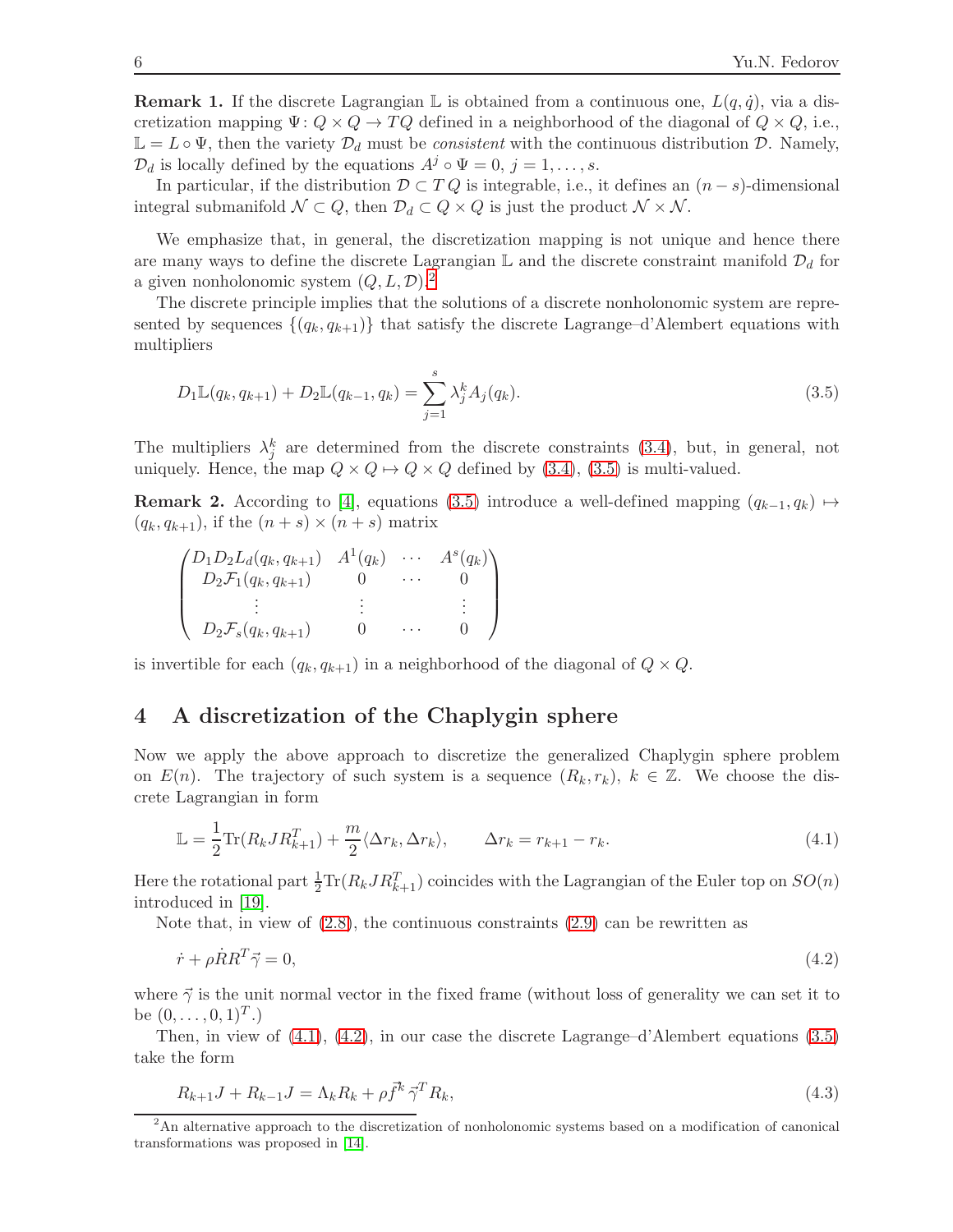**Remark 1.** If the discrete Lagrangian $\mathbb{L}$ is obtained from a continuous one, $L(q, \dot{q})$, via a discretization mapping $\Psi \colon Q \times Q \to TQ$ defined in a neighborhood of the diagonal of $Q \times Q$, i.e., $\mathbb{L} = L \circ \Psi$, then the variety $\mathcal{D}_d$ must be *consistent* with the continuous distribution $\mathcal{D}$. Namely, $\mathcal{D}_d$ is locally defined by the equations $A^j \circ \Psi = 0$, $j = 1, \dots, s$.

In particular, if the distribution $\mathcal{D} \subset TQ$ is integrable, i.e., it defines an $(n-s)$-dimensional integral submanifold $\mathcal{N} \subset Q$, then $\mathcal{D}_d \subset Q \times Q$ is just the product $\mathcal{N} \times \mathcal{N}$.

We emphasize that, in general, the discretization mapping is not unique and hence there are many ways to define the discrete Lagrangian $\mathbb{L}$ and the discrete constraint manifold $\mathcal{D}_d$ for a given nonholonomic system $(Q, L, \mathcal{D})$.[2]

The discrete principle implies that the solutions of a discrete nonholonomic system are represented by sequences $\{(q_k, q_{k+1})\}$ that satisfy the discrete Lagrange–d'Alembert equations with multipliers

$$D_1\mathbb{L}(q_k, q_{k+1}) + D_2\mathbb{L}(q_{k-1}, q_k) = \sum_{j=1}^{s} \lambda_j^k A_j(q_k). \tag{3.5}$$

The multipliers $\lambda_j^k$ are determined from the discrete constraints (3.4), but, in general, not uniquely. Hence, the map $Q \times Q \mapsto Q \times Q$ defined by (3.4), (3.5) is multi-valued.

**Remark 2.** According to [4], equations (3.5) introduce a well-defined mapping $(q_{k-1}, q_k) \mapsto (q_k, q_{k+1})$, if the $(n+s) \times (n+s)$ matrix

$$\begin{pmatrix} D_1D_2L_d(q_k, q_{k+1}) & A^1(q_k) & \cdots & A^s(q_k) \\ D_2\mathcal{F}_1(q_k, q_{k+1}) & 0 & \cdots & 0 \\ \vdots & \vdots & & \vdots \\ D_2\mathcal{F}_s(q_k, q_{k+1}) & 0 & \cdots & 0 \end{pmatrix}$$

is invertible for each $(q_k, q_{k+1})$ in a neighborhood of the diagonal of $Q \times Q$.

## 4 A discretization of the Chaplygin sphere

Now we apply the above approach to discretize the generalized Chaplygin sphere problem on $E(n)$. The trajectory of such system is a sequence $(R_k, r_k)$, $k \in \mathbb{Z}$. We choose the discrete Lagrangian in form

$$\mathbb{L} = \frac{1}{2}\mathrm{Tr}(R_k J R_{k+1}^T) + \frac{m}{2}\langle \Delta r_k, \Delta r_k\rangle, \qquad \Delta r_k = r_{k+1} - r_k. \tag{4.1}$$

Here the rotational part $\frac{1}{2}\mathrm{Tr}(R_k J R_{k+1}^T)$ coincides with the Lagrangian of the Euler top on $SO(n)$ introduced in [19].

Note that, in view of (2.8), the continuous constraints (2.9) can be rewritten as

$$\dot{r} + \rho \dot{R} R^T \vec{\gamma} = 0, \tag{4.2}$$

where $\vec{\gamma}$ is the unit normal vector in the fixed frame (without loss of generality we can set it to be $(0, \dots, 0, 1)^T$.)

Then, in view of (4.1), (4.2), in our case the discrete Lagrange–d'Alembert equations (3.5) take the form

$$R_{k+1}J + R_{k-1}J = \Lambda_k R_k + \rho \vec{f}^k \vec{\gamma}^T R_k, \tag{4.3}$$

[2] An alternative approach to the discretization of nonholonomic systems based on a modification of canonical transformations was proposed in [14].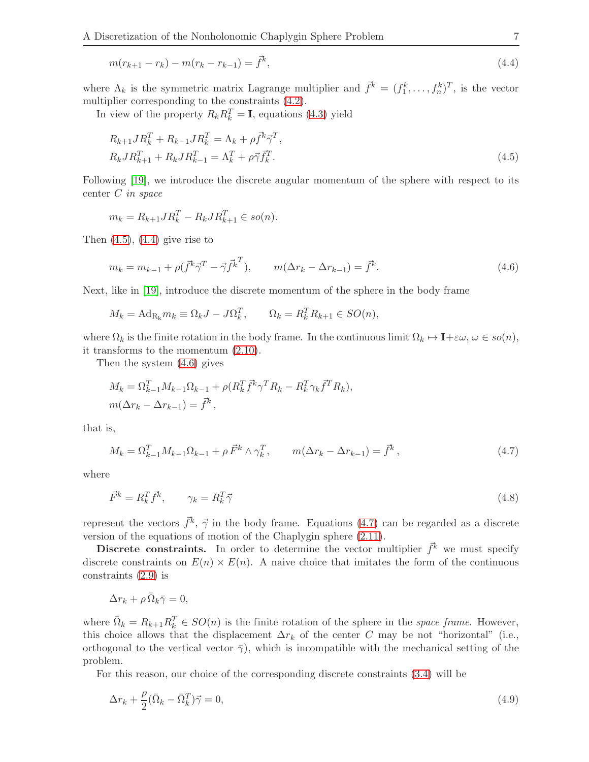$$m(r_{k+1} - r_k) - m(r_k - r_{k-1}) = \vec{f}^k, \tag{4.4}$$

where $\Lambda_k$ is the symmetric matrix Lagrange multiplier and $\vec{f}^k = (f_1^k, \dots, f_n^k)^T$, is the vector multiplier corresponding to the constraints (4.2).

In view of the property $R_k R_k^T = \mathbf{I}$, equations (4.3) yield

$$\begin{aligned} &R_{k+1} J R_k^T + R_{k-1} J R_k^T = \Lambda_k + \rho \vec{f}^k \vec{\gamma}^T, \\ &R_k J R_{k+1}^T + R_k J R_{k-1}^T = \Lambda_k^T + \rho \vec{\gamma} \vec{f}_k^T. \end{aligned} \tag{4.5}$$

Following [19], we introduce the discrete angular momentum of the sphere with respect to its center $C$ *in space*

$$m_k = R_{k+1} J R_k^T - R_k J R_{k+1}^T \in so(n).$$

Then (4.5), (4.4) give rise to

$$m_k = m_{k-1} + \rho(\vec{f}^k \vec{\gamma}^T - \vec{\gamma} \vec{f}^{k^T}), \qquad m(\Delta r_k - \Delta r_{k-1}) = \vec{f}^k. \tag{4.6}$$

Next, like in [19], introduce the discrete momentum of the sphere in the body frame

$$M_k = \mathrm{Ad}_{\mathrm{R_k}} m_k \equiv \Omega_k J - J \Omega_k^T, \qquad \Omega_k = R_k^T R_{k+1} \in SO(n),$$

where $\Omega_k$ is the finite rotation in the body frame. In the continuous limit $\Omega_k \mapsto \mathbf{I} + \varepsilon\omega$, $\omega \in so(n)$, it transforms to the momentum (2.10).

Then the system (4.6) gives

$$\begin{aligned} &M_k = \Omega_{k-1}^T M_{k-1} \Omega_{k-1} + \rho(R_k^T \vec{f}^k \gamma^T R_k - R_k^T \gamma_k \vec{f}^T R_k), \\ &m(\Delta r_k - \Delta r_{k-1}) = \vec{f}^k, \end{aligned}$$

that is,

$$M_k = \Omega_{k-1}^T M_{k-1} \Omega_{k-1} + \rho\, \vec{F}^k \wedge \gamma_k^T, \qquad m(\Delta r_k - \Delta r_{k-1}) = \vec{f}^k, \tag{4.7}$$

where

$$\vec{F}^k = R_k^T \vec{f}^k, \qquad \gamma_k = R_k^T \vec{\gamma} \tag{4.8}$$

represent the vectors $\vec{f}^k$, $\vec{\gamma}$ in the body frame. Equations (4.7) can be regarded as a discrete version of the equations of motion of the Chaplygin sphere (2.11).

**Discrete constraints.** In order to determine the vector multiplier $\vec{f}^k$ we must specify discrete constraints on $E(n) \times E(n)$. A naive choice that imitates the form of the continuous constraints (2.9) is

$$\Delta r_k + \rho\, \bar{\Omega}_k \bar{\gamma} = 0,$$

where $\bar{\Omega}_k = R_{k+1} R_k^T \in SO(n)$ is the finite rotation of the sphere in the *space frame*. However, this choice allows that the displacement $\Delta r_k$ of the center $C$ may be not "horizontal" (i.e., orthogonal to the vertical vector $\bar{\gamma}$), which is incompatible with the mechanical setting of the problem.

For this reason, our choice of the corresponding discrete constraints (3.4) will be

$$\Delta r_k + \frac{\rho}{2}(\bar{\Omega}_k - \bar{\Omega}_k^T)\vec{\gamma} = 0, \tag{4.9}$$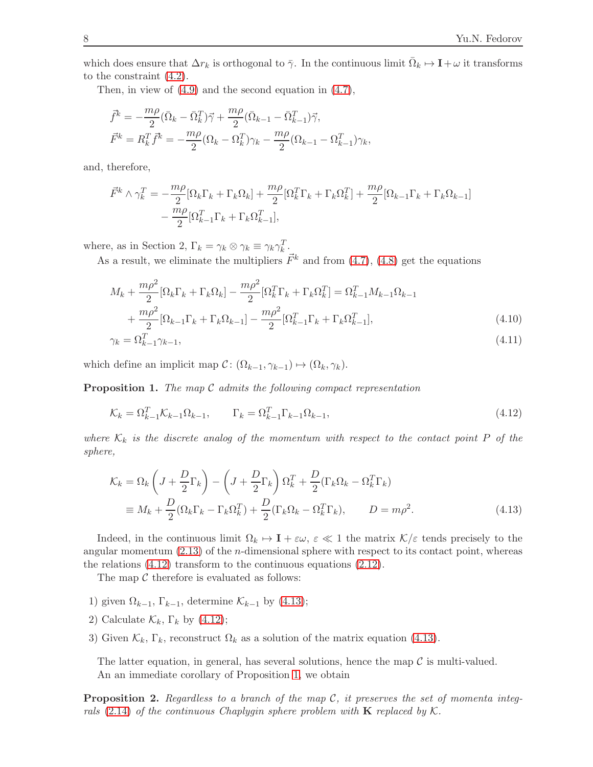which does ensure that $\Delta r_k$ is orthogonal to $\bar{\gamma}$. In the continuous limit $\bar{\Omega}_k \mapsto \mathbf{I} + \omega$ it transforms to the constraint (4.2).

Then, in view of (4.9) and the second equation in (4.7),

$$
\begin{aligned}
\vec{f}^k &= -\frac{m\rho}{2}(\bar{\Omega}_k - \bar{\Omega}_k^T)\vec{\gamma} + \frac{m\rho}{2}(\bar{\Omega}_{k-1} - \bar{\Omega}_{k-1}^T)\vec{\gamma}, \\
\vec{F}^k &= R_k^T \vec{f}^k = -\frac{m\rho}{2}(\Omega_k - \Omega_k^T)\gamma_k - \frac{m\rho}{2}(\Omega_{k-1} - \Omega_{k-1}^T)\gamma_k,
\end{aligned}
$$

and, therefore,

$$
\begin{aligned}
\vec{F}^k \wedge \gamma_k^T = &-\frac{m\rho}{2}[\Omega_k\Gamma_k + \Gamma_k\Omega_k] + \frac{m\rho}{2}[\Omega_k^T\Gamma_k + \Gamma_k\Omega_k^T] + \frac{m\rho}{2}[\Omega_{k-1}\Gamma_k + \Gamma_k\Omega_{k-1}] \\
&- \frac{m\rho}{2}[\Omega_{k-1}^T\Gamma_k + \Gamma_k\Omega_{k-1}^T],
\end{aligned}
$$

where, as in Section 2, $\Gamma_k = \gamma_k \otimes \gamma_k \equiv \gamma_k\gamma_k^T$.

As a result, we eliminate the multipliers $\vec{F}^k$ and from (4.7), (4.8) get the equations

$$
\begin{aligned}
M_k &+ \frac{m\rho^2}{2}[\Omega_k\Gamma_k + \Gamma_k\Omega_k] - \frac{m\rho^2}{2}[\Omega_k^T\Gamma_k + \Gamma_k\Omega_k^T] = \Omega_{k-1}^T M_{k-1}\Omega_{k-1} \\
&+ \frac{m\rho^2}{2}[\Omega_{k-1}\Gamma_k + \Gamma_k\Omega_{k-1}] - \frac{m\rho^2}{2}[\Omega_{k-1}^T\Gamma_k + \Gamma_k\Omega_{k-1}^T], \qquad (4.10)\\
\gamma_k &= \Omega_{k-1}^T\gamma_{k-1}, \qquad (4.11)
\end{aligned}
$$

which define an implicit map $\mathcal{C}\colon (\Omega_{k-1}, \gamma_{k-1}) \mapsto (\Omega_k, \gamma_k)$.

**Proposition 1.** *The map $\mathcal{C}$ admits the following compact representation*

$$
\mathcal{K}_k = \Omega_{k-1}^T\mathcal{K}_{k-1}\Omega_{k-1}, \qquad \Gamma_k = \Omega_{k-1}^T\Gamma_{k-1}\Omega_{k-1}, \qquad (4.12)
$$

*where $\mathcal{K}_k$ is the discrete analog of the momentum with respect to the contact point $P$ of the sphere,*

$$
\begin{aligned}
\mathcal{K}_k &= \Omega_k\left(J + \frac{D}{2}\Gamma_k\right) - \left(J + \frac{D}{2}\Gamma_k\right)\Omega_k^T + \frac{D}{2}(\Gamma_k\Omega_k - \Omega_k^T\Gamma_k) \\
&\equiv M_k + \frac{D}{2}(\Omega_k\Gamma_k - \Gamma_k\Omega_k^T) + \frac{D}{2}(\Gamma_k\Omega_k - \Omega_k^T\Gamma_k), \qquad D = m\rho^2. \qquad (4.13)
\end{aligned}
$$

Indeed, in the continuous limit $\Omega_k \mapsto \mathbf{I} + \varepsilon\omega$, $\varepsilon \ll 1$ the matrix $\mathcal{K}/\varepsilon$ tends precisely to the angular momentum (2.13) of the $n$-dimensional sphere with respect to its contact point, whereas the relations (4.12) transform to the continuous equations (2.12).

The map $\mathcal{C}$ therefore is evaluated as follows:

1) given $\Omega_{k-1}$, $\Gamma_{k-1}$, determine $\mathcal{K}_{k-1}$ by (4.13);
2) Calculate $\mathcal{K}_k$, $\Gamma_k$ by (4.12);
3) Given $\mathcal{K}_k$, $\Gamma_k$, reconstruct $\Omega_k$ as a solution of the matrix equation (4.13).

The latter equation, in general, has several solutions, hence the map $\mathcal{C}$ is multi-valued.

An an immediate corollary of Proposition 1, we obtain

**Proposition 2.** *Regardless to a branch of the map $\mathcal{C}$, it preserves the set of momenta integrals (2.14) of the continuous Chaplygin sphere problem with $\mathbf{K}$ replaced by $\mathcal{K}$.*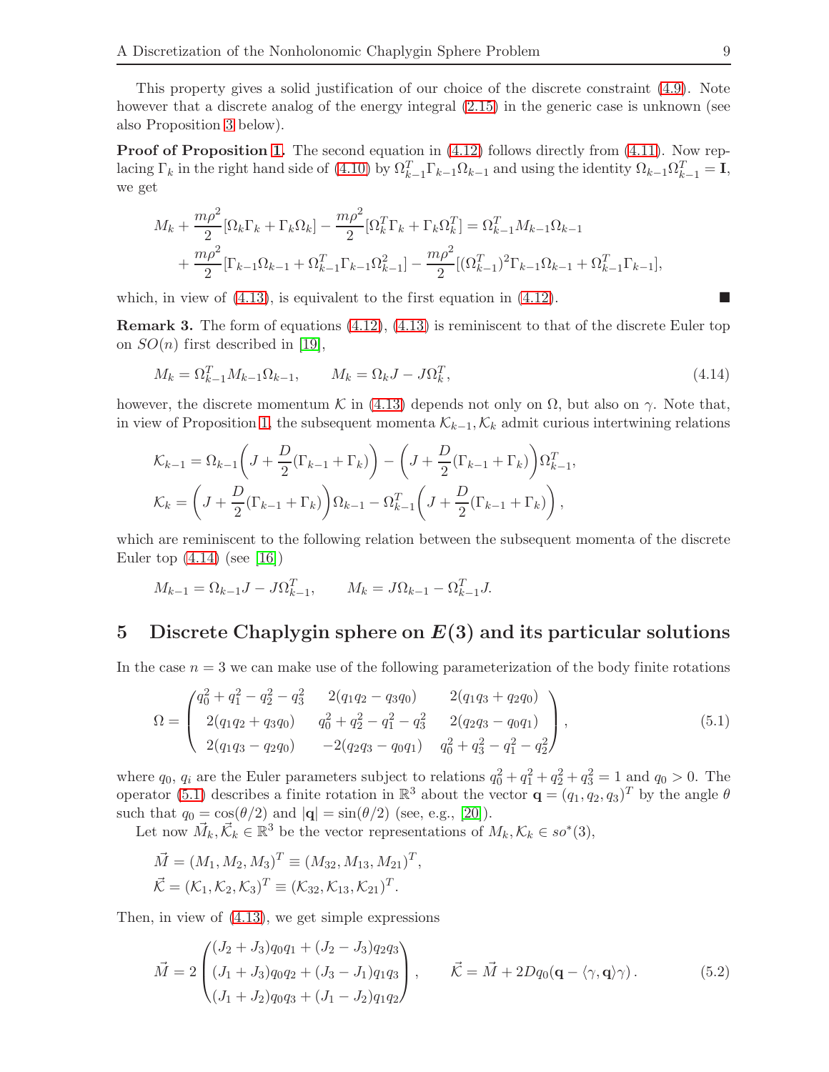This property gives a solid justification of our choice of the discrete constraint (4.9). Note however that a discrete analog of the energy integral (2.15) in the generic case is unknown (see also Proposition 3 below).

**Proof of Proposition 1.** The second equation in (4.12) follows directly from (4.11). Now replacing $\Gamma_k$ in the right hand side of (4.10) by $\Omega_{k-1}^T \Gamma_{k-1}\Omega_{k-1}$ and using the identity $\Omega_{k-1}\Omega_{k-1}^T = \mathbf{I}$, we get

$$
\begin{aligned}
M_k &+ \frac{m\rho^2}{2}[\Omega_k\Gamma_k + \Gamma_k\Omega_k] - \frac{m\rho^2}{2}[\Omega_k^T\Gamma_k + \Gamma_k\Omega_k^T] = \Omega_{k-1}^T M_{k-1}\Omega_{k-1} \\
&+ \frac{m\rho^2}{2}[\Gamma_{k-1}\Omega_{k-1} + \Omega_{k-1}^T\Gamma_{k-1}\Omega_{k-1}^2] - \frac{m\rho^2}{2}[(\Omega_{k-1}^T)^2\Gamma_{k-1}\Omega_{k-1} + \Omega_{k-1}^T\Gamma_{k-1}],
\end{aligned}
$$

which, in view of (4.13), is equivalent to the first equation in (4.12). ■

**Remark 3.** The form of equations (4.12), (4.13) is reminiscent to that of the discrete Euler top on $SO(n)$ first described in [19],

$$
M_k = \Omega_{k-1}^T M_{k-1}\Omega_{k-1}, \qquad M_k = \Omega_k J - J\Omega_k^T, \tag{4.14}
$$

however, the discrete momentum $\mathcal{K}$ in (4.13) depends not only on $\Omega$, but also on $\gamma$. Note that, in view of Proposition 1, the subsequent momenta $\mathcal{K}_{k-1}, \mathcal{K}_k$ admit curious intertwining relations

$$
\begin{aligned}
\mathcal{K}_{k-1} &= \Omega_{k-1}\left(J + \frac{D}{2}(\Gamma_{k-1} + \Gamma_k)\right) - \left(J + \frac{D}{2}(\Gamma_{k-1} + \Gamma_k)\right)\Omega_{k-1}^T, \\
\mathcal{K}_k &= \left(J + \frac{D}{2}(\Gamma_{k-1} + \Gamma_k)\right)\Omega_{k-1} - \Omega_{k-1}^T\left(J + \frac{D}{2}(\Gamma_{k-1} + \Gamma_k)\right),
\end{aligned}
$$

which are reminiscent to the following relation between the subsequent momenta of the discrete Euler top (4.14) (see [16])

$$
M_{k-1} = \Omega_{k-1}J - J\Omega_{k-1}^T, \qquad M_k = J\Omega_{k-1} - \Omega_{k-1}^T J.
$$

## 5 Discrete Chaplygin sphere on $E(3)$ and its particular solutions

In the case $n = 3$ we can make use of the following parameterization of the body finite rotations

$$
\Omega = \begin{pmatrix} q_0^2 + q_1^2 - q_2^2 - q_3^2 & 2(q_1q_2 - q_3q_0) & 2(q_1q_3 + q_2q_0) \\ 2(q_1q_2 + q_3q_0) & q_0^2 + q_2^2 - q_1^2 - q_3^2 & 2(q_2q_3 - q_0q_1) \\ 2(q_1q_3 - q_2q_0) & -2(q_2q_3 - q_0q_1) & q_0^2 + q_3^2 - q_1^2 - q_2^2 \end{pmatrix}, \tag{5.1}
$$

where $q_0$, $q_i$ are the Euler parameters subject to relations $q_0^2 + q_1^2 + q_2^2 + q_3^2 = 1$ and $q_0 > 0$. The operator (5.1) describes a finite rotation in $\mathbb{R}^3$ about the vector $\mathbf{q} = (q_1, q_2, q_3)^T$ by the angle $\theta$ such that $q_0 = \cos(\theta/2)$ and $|\mathbf{q}| = \sin(\theta/2)$ (see, e.g., [20]).

Let now $\vec{M}_k, \vec{\mathcal{K}}_k \in \mathbb{R}^3$ be the vector representations of $M_k, \mathcal{K}_k \in so^*(3)$,

$$
\begin{aligned}
\vec{M} &= (M_1, M_2, M_3)^T \equiv (M_{32}, M_{13}, M_{21})^T, \\
\vec{\mathcal{K}} &= (\mathcal{K}_1, \mathcal{K}_2, \mathcal{K}_3)^T \equiv (\mathcal{K}_{32}, \mathcal{K}_{13}, \mathcal{K}_{21})^T.
\end{aligned}
$$

Then, in view of (4.13), we get simple expressions

$$
\vec{M} = 2\begin{pmatrix} (J_2 + J_3)q_0q_1 + (J_2 - J_3)q_2q_3 \\ (J_1 + J_3)q_0q_2 + (J_3 - J_1)q_1q_3 \\ (J_1 + J_2)q_0q_3 + (J_1 - J_2)q_1q_2 \end{pmatrix}, \qquad \vec{\mathcal{K}} = \vec{M} + 2Dq_0(\mathbf{q} - \langle\gamma, \mathbf{q}\rangle\gamma). \tag{5.2}
$$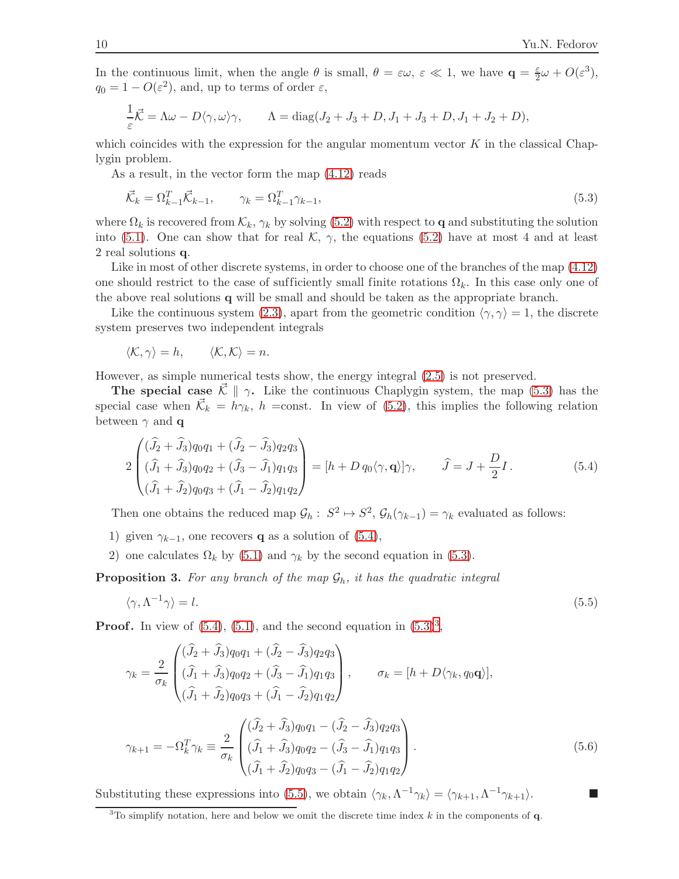In the continuous limit, when the angle $\theta$ is small, $\theta = \varepsilon\omega$, $\varepsilon \ll 1$, we have $\mathbf{q} = \frac{\varepsilon}{2}\omega + O(\varepsilon^3)$, $q_0 = 1 - O(\varepsilon^2)$, and, up to terms of order $\varepsilon$,

$$\frac{1}{\varepsilon}\vec{\mathcal{K}} = \Lambda\omega - D\langle\gamma,\omega\rangle\gamma, \qquad \Lambda = \operatorname{diag}(J_2+J_3+D, J_1+J_3+D, J_1+J_2+D),$$

which coincides with the expression for the angular momentum vector $K$ in the classical Chaplygin problem.

As a result, in the vector form the map (4.12) reads

$$\vec{\mathcal{K}}_k = \Omega_{k-1}^T\vec{\mathcal{K}}_{k-1}, \qquad \gamma_k = \Omega_{k-1}^T\gamma_{k-1}, \tag{5.3}$$

where $\Omega_k$ is recovered from $\mathcal{K}_k$, $\gamma_k$ by solving (5.2) with respect to $\mathbf{q}$ and substituting the solution into (5.1). One can show that for real $\mathcal{K}$, $\gamma$, the equations (5.2) have at most 4 and at least 2 real solutions $\mathbf{q}$.

Like in most of other discrete systems, in order to choose one of the branches of the map (4.12) one should restrict to the case of sufficiently small finite rotations $\Omega_k$. In this case only one of the above real solutions $\mathbf{q}$ will be small and should be taken as the appropriate branch.

Like the continuous system (2.3), apart from the geometric condition $\langle\gamma,\gamma\rangle = 1$, the discrete system preserves two independent integrals

$$\langle\mathcal{K},\gamma\rangle = h, \qquad \langle\mathcal{K},\mathcal{K}\rangle = n.$$

However, as simple numerical tests show, the energy integral (2.5) is not preserved.

**The special case $\vec{\mathcal{K}} \parallel \gamma$.** Like the continuous Chaplygin system, the map (5.3) has the special case when $\vec{\mathcal{K}}_k = h\gamma_k$, $h =$const. In view of (5.2), this implies the following relation between $\gamma$ and $\mathbf{q}$

$$2\begin{pmatrix}(\widehat{J}_2+\widehat{J}_3)q_0q_1 + (\widehat{J}_2-\widehat{J}_3)q_2q_3\\ (\widehat{J}_1+\widehat{J}_3)q_0q_2 + (\widehat{J}_3-\widehat{J}_1)q_1q_3\\ (\widehat{J}_1+\widehat{J}_2)q_0q_3 + (\widehat{J}_1-\widehat{J}_2)q_1q_2\end{pmatrix} = [h + D\,q_0\langle\gamma,\mathbf{q}\rangle]\gamma, \qquad \widehat{J} = J + \frac{D}{2}I\,. \tag{5.4}$$

Then one obtains the reduced map $\mathcal{G}_h:\ S^2 \mapsto S^2$, $\mathcal{G}_h(\gamma_{k-1}) = \gamma_k$ evaluated as follows:

1) given $\gamma_{k-1}$, one recovers $\mathbf{q}$ as a solution of (5.4),
2) one calculates $\Omega_k$ by (5.1) and $\gamma_k$ by the second equation in (5.3).

**Proposition 3.** *For any branch of the map $\mathcal{G}_h$, it has the quadratic integral*

$$\langle\gamma,\Lambda^{-1}\gamma\rangle = l. \tag{5.5}$$

**Proof.** In view of (5.4), (5.1), and the second equation in (5.3)[3],

$$\gamma_k = \frac{2}{\sigma_k}\begin{pmatrix}(\widehat{J}_2+\widehat{J}_3)q_0q_1 + (\widehat{J}_2-\widehat{J}_3)q_2q_3\\ (\widehat{J}_1+\widehat{J}_3)q_0q_2 + (\widehat{J}_3-\widehat{J}_1)q_1q_3\\ (\widehat{J}_1+\widehat{J}_2)q_0q_3 + (\widehat{J}_1-\widehat{J}_2)q_1q_2\end{pmatrix}, \qquad \sigma_k = [h + D\langle\gamma_k, q_0\mathbf{q}\rangle],$$

$$\gamma_{k+1} = -\Omega_k^T\gamma_k \equiv \frac{2}{\sigma_k}\begin{pmatrix}(\widehat{J}_2+\widehat{J}_3)q_0q_1 - (\widehat{J}_2-\widehat{J}_3)q_2q_3\\ (\widehat{J}_1+\widehat{J}_3)q_0q_2 - (\widehat{J}_3-\widehat{J}_1)q_1q_3\\ (\widehat{J}_1+\widehat{J}_2)q_0q_3 - (\widehat{J}_1-\widehat{J}_2)q_1q_2\end{pmatrix}. \tag{5.6}$$

Substituting these expressions into (5.5), we obtain $\langle\gamma_k,\Lambda^{-1}\gamma_k\rangle = \langle\gamma_{k+1},\Lambda^{-1}\gamma_{k+1}\rangle$. ■

[3] To simplify notation, here and below we omit the discrete time index $k$ in the components of $\mathbf{q}$.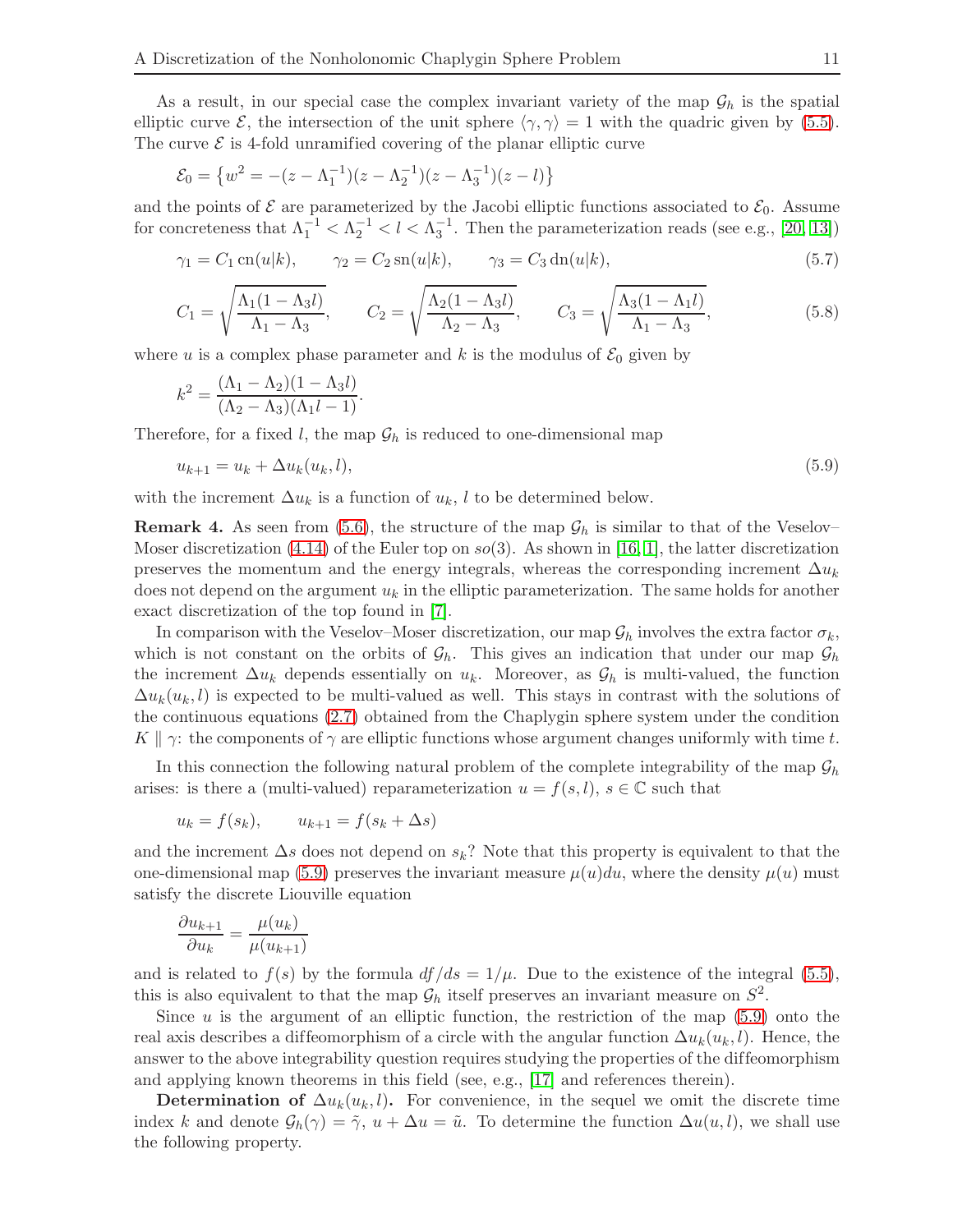As a result, in our special case the complex invariant variety of the map $\mathcal{G}_h$ is the spatial elliptic curve $\mathcal{E}$, the intersection of the unit sphere $\langle \gamma, \gamma \rangle = 1$ with the quadric given by (5.5). The curve $\mathcal{E}$ is 4-fold unramified covering of the planar elliptic curve

$$\mathcal{E}_0 = \left\{ w^2 = -(z - \Lambda_1^{-1})(z - \Lambda_2^{-1})(z - \Lambda_3^{-1})(z - l) \right\}$$

and the points of $\mathcal{E}$ are parameterized by the Jacobi elliptic functions associated to $\mathcal{E}_0$. Assume for concreteness that $\Lambda_1^{-1} < \Lambda_2^{-1} < l < \Lambda_3^{-1}$. Then the parameterization reads (see e.g., [20, 13])

$$\gamma_1 = C_1 \operatorname{cn}(u|k), \qquad \gamma_2 = C_2 \operatorname{sn}(u|k), \qquad \gamma_3 = C_3 \operatorname{dn}(u|k), \tag{5.7}$$

$$C_1 = \sqrt{\frac{\Lambda_1(1 - \Lambda_3 l)}{\Lambda_1 - \Lambda_3}}, \qquad C_2 = \sqrt{\frac{\Lambda_2(1 - \Lambda_3 l)}{\Lambda_2 - \Lambda_3}}, \qquad C_3 = \sqrt{\frac{\Lambda_3(1 - \Lambda_1 l)}{\Lambda_1 - \Lambda_3}}, \tag{5.8}$$

where $u$ is a complex phase parameter and $k$ is the modulus of $\mathcal{E}_0$ given by

$$k^2 = \frac{(\Lambda_1 - \Lambda_2)(1 - \Lambda_3 l)}{(\Lambda_2 - \Lambda_3)(\Lambda_1 l - 1)}.$$

Therefore, for a fixed $l$, the map $\mathcal{G}_h$ is reduced to one-dimensional map

$$u_{k+1} = u_k + \Delta u_k(u_k, l), \tag{5.9}$$

with the increment $\Delta u_k$ is a function of $u_k$, $l$ to be determined below.

**Remark 4.** As seen from (5.6), the structure of the map $\mathcal{G}_h$ is similar to that of the Veselov–Moser discretization (4.14) of the Euler top on $so(3)$. As shown in [16, 1], the latter discretization preserves the momentum and the energy integrals, whereas the corresponding increment $\Delta u_k$ does not depend on the argument $u_k$ in the elliptic parameterization. The same holds for another exact discretization of the top found in [7].

In comparison with the Veselov–Moser discretization, our map $\mathcal{G}_h$ involves the extra factor $\sigma_k$, which is not constant on the orbits of $\mathcal{G}_h$. This gives an indication that under our map $\mathcal{G}_h$ the increment $\Delta u_k$ depends essentially on $u_k$. Moreover, as $\mathcal{G}_h$ is multi-valued, the function $\Delta u_k(u_k, l)$ is expected to be multi-valued as well. This stays in contrast with the solutions of the continuous equations (2.7) obtained from the Chaplygin sphere system under the condition $K \parallel \gamma$: the components of $\gamma$ are elliptic functions whose argument changes uniformly with time $t$.

In this connection the following natural problem of the complete integrability of the map $\mathcal{G}_h$ arises: is there a (multi-valued) reparameterization $u = f(s, l)$, $s \in \mathbb{C}$ such that

$$u_k = f(s_k), \qquad u_{k+1} = f(s_k + \Delta s)$$

and the increment $\Delta s$ does not depend on $s_k$? Note that this property is equivalent to that the one-dimensional map (5.9) preserves the invariant measure $\mu(u) du$, where the density $\mu(u)$ must satisfy the discrete Liouville equation

$$\frac{\partial u_{k+1}}{\partial u_k} = \frac{\mu(u_k)}{\mu(u_{k+1})}$$

and is related to $f(s)$ by the formula $df/ds = 1/\mu$. Due to the existence of the integral (5.5), this is also equivalent to that the map $\mathcal{G}_h$ itself preserves an invariant measure on $S^2$.

Since $u$ is the argument of an elliptic function, the restriction of the map (5.9) onto the real axis describes a diffeomorphism of a circle with the angular function $\Delta u_k(u_k, l)$. Hence, the answer to the above integrability question requires studying the properties of the diffeomorphism and applying known theorems in this field (see, e.g., [17] and references therein).

**Determination of $\Delta u_k(u_k, l)$.** For convenience, in the sequel we omit the discrete time index $k$ and denote $\mathcal{G}_h(\gamma) = \tilde{\gamma}$, $u + \Delta u = \tilde{u}$. To determine the function $\Delta u(u, l)$, we shall use the following property.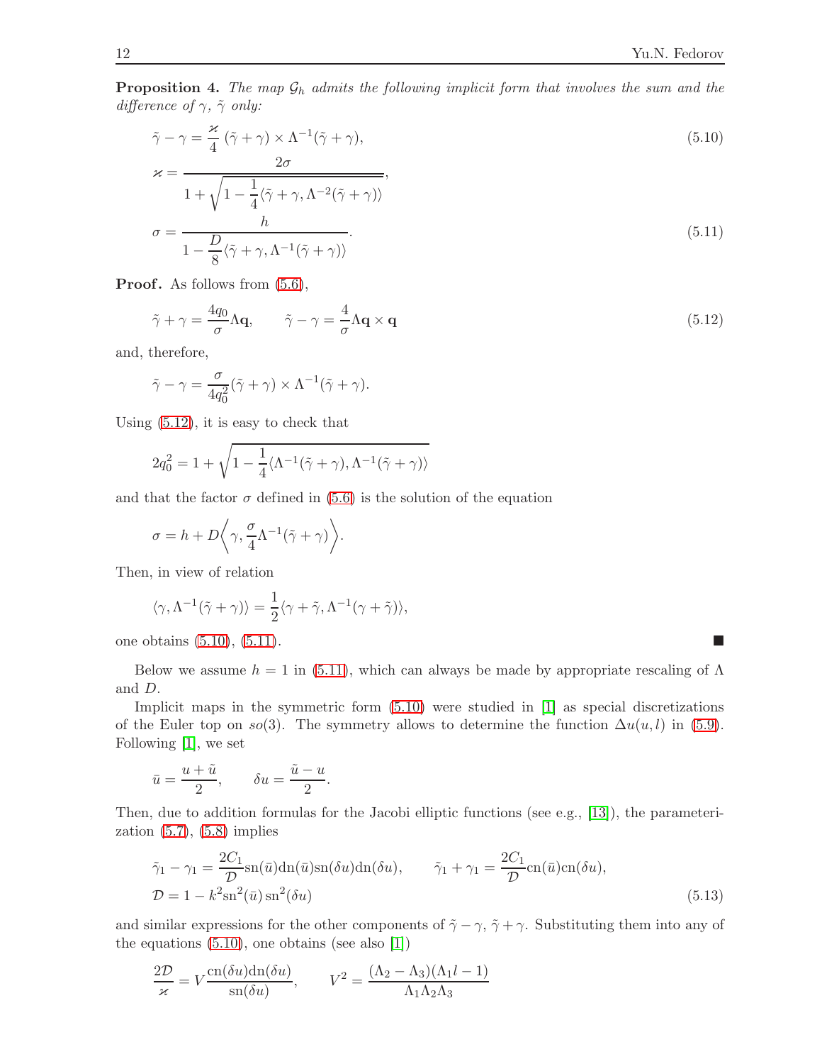**Proposition 4.** *The map $\mathcal{G}_h$ admits the following implicit form that involves the sum and the difference of $\gamma$, $\tilde\gamma$ only:*

$$
\tilde\gamma - \gamma = \frac{\varkappa}{4}\,(\tilde\gamma+\gamma)\times\Lambda^{-1}(\tilde\gamma+\gamma), \tag{5.10}
$$

$$
\varkappa = \frac{2\sigma}{1+\sqrt{1-\frac{1}{4}\langle\tilde\gamma+\gamma,\Lambda^{-2}(\tilde\gamma+\gamma)\rangle}},
$$

$$
\sigma = \frac{h}{1-\frac{D}{8}\langle\tilde\gamma+\gamma,\Lambda^{-1}(\tilde\gamma+\gamma)\rangle}. \tag{5.11}
$$

**Proof.** As follows from (5.6),

$$
\tilde\gamma+\gamma = \frac{4q_0}{\sigma}\Lambda\mathbf{q}, \qquad \tilde\gamma-\gamma = \frac{4}{\sigma}\Lambda\mathbf{q}\times\mathbf{q} \tag{5.12}
$$

and, therefore,

$$
\tilde\gamma-\gamma = \frac{\sigma}{4q_0^2}(\tilde\gamma+\gamma)\times\Lambda^{-1}(\tilde\gamma+\gamma).
$$

Using (5.12), it is easy to check that

$$
2q_0^2 = 1+\sqrt{1-\frac{1}{4}\langle\Lambda^{-1}(\tilde\gamma+\gamma),\Lambda^{-1}(\tilde\gamma+\gamma)\rangle}
$$

and that the factor $\sigma$ defined in (5.6) is the solution of the equation

$$
\sigma = h + D\left\langle\gamma,\frac{\sigma}{4}\Lambda^{-1}(\tilde\gamma+\gamma)\right\rangle.
$$

Then, in view of relation

$$
\langle\gamma,\Lambda^{-1}(\tilde\gamma+\gamma)\rangle = \frac{1}{2}\langle\gamma+\tilde\gamma,\Lambda^{-1}(\gamma+\tilde\gamma)\rangle,
$$

one obtains (5.10), (5.11). ∎

Below we assume $h=1$ in (5.11), which can always be made by appropriate rescaling of $\Lambda$ and $D$.

Implicit maps in the symmetric form (5.10) were studied in [1] as special discretizations of the Euler top on $so(3)$. The symmetry allows to determine the function $\Delta u(u,l)$ in (5.9). Following [1], we set

$$
\bar u = \frac{u+\tilde u}{2}, \qquad \delta u = \frac{\tilde u - u}{2}.
$$

Then, due to addition formulas for the Jacobi elliptic functions (see e.g., [13]), the parameterization (5.7), (5.8) implies

$$
\tilde\gamma_1-\gamma_1 = \frac{2C_1}{\mathcal{D}}\operatorname{sn}(\bar u)\operatorname{dn}(\bar u)\operatorname{sn}(\delta u)\operatorname{dn}(\delta u), \qquad \tilde\gamma_1+\gamma_1 = \frac{2C_1}{\mathcal{D}}\operatorname{cn}(\bar u)\operatorname{cn}(\delta u),
$$

$$
\mathcal{D} = 1-k^2\operatorname{sn}^2(\bar u)\operatorname{sn}^2(\delta u) \tag{5.13}
$$

and similar expressions for the other components of $\tilde\gamma-\gamma$, $\tilde\gamma+\gamma$. Substituting them into any of the equations (5.10), one obtains (see also [1])

$$
\frac{2\mathcal{D}}{\varkappa} = V\frac{\operatorname{cn}(\delta u)\operatorname{dn}(\delta u)}{\operatorname{sn}(\delta u)}, \qquad V^2 = \frac{(\Lambda_2-\Lambda_3)(\Lambda_1 l-1)}{\Lambda_1\Lambda_2\Lambda_3}
$$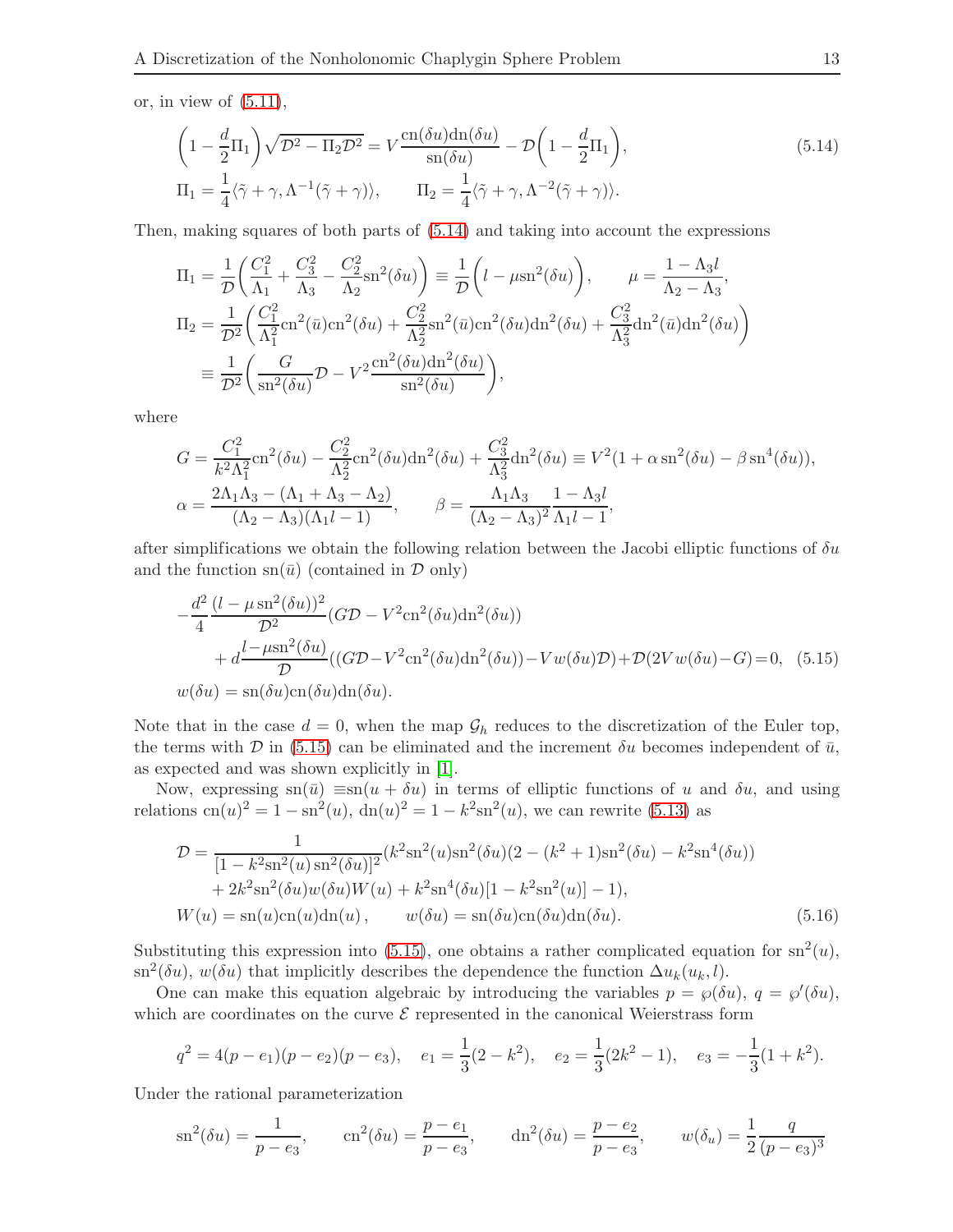or, in view of (5.11),

$$
\left(1-\frac{d}{2}\Pi_1\right)\sqrt{\mathcal{D}^2-\Pi_2\mathcal{D}^2} = V\frac{\operatorname{cn}(\delta u)\operatorname{dn}(\delta u)}{\operatorname{sn}(\delta u)} - \mathcal{D}\left(1-\frac{d}{2}\Pi_1\right), \tag{5.14}
$$

$$
\Pi_1 = \frac{1}{4}\langle\tilde{\gamma}+\gamma, \Lambda^{-1}(\tilde{\gamma}+\gamma)\rangle, \qquad \Pi_2 = \frac{1}{4}\langle\tilde{\gamma}+\gamma, \Lambda^{-2}(\tilde{\gamma}+\gamma)\rangle.
$$

Then, making squares of both parts of (5.14) and taking into account the expressions

$$
\Pi_1 = \frac{1}{\mathcal{D}}\left(\frac{C_1^2}{\Lambda_1}+\frac{C_3^2}{\Lambda_3}-\frac{C_2^2}{\Lambda_2}\operatorname{sn}^2(\delta u)\right) \equiv \frac{1}{\mathcal{D}}\left(l-\mu\operatorname{sn}^2(\delta u)\right), \qquad \mu = \frac{1-\Lambda_3 l}{\Lambda_2-\Lambda_3},
$$

$$
\Pi_2 = \frac{1}{\mathcal{D}^2}\left(\frac{C_1^2}{\Lambda_1^2}\operatorname{cn}^2(\bar{u})\operatorname{cn}^2(\delta u)+\frac{C_2^2}{\Lambda_2^2}\operatorname{sn}^2(\bar{u})\operatorname{cn}^2(\delta u)\operatorname{dn}^2(\delta u)+\frac{C_3^2}{\Lambda_3^2}\operatorname{dn}^2(\bar{u})\operatorname{dn}^2(\delta u)\right)
$$

$$
\equiv \frac{1}{\mathcal{D}^2}\left(\frac{G}{\operatorname{sn}^2(\delta u)}\mathcal{D} - V^2\frac{\operatorname{cn}^2(\delta u)\operatorname{dn}^2(\delta u)}{\operatorname{sn}^2(\delta u)}\right),
$$

where

$$
G = \frac{C_1^2}{k^2\Lambda_1^2}\operatorname{cn}^2(\delta u) - \frac{C_2^2}{\Lambda_2^2}\operatorname{cn}^2(\delta u)\operatorname{dn}^2(\delta u) + \frac{C_3^2}{\Lambda_3^2}\operatorname{dn}^2(\delta u) \equiv V^2(1+\alpha\operatorname{sn}^2(\delta u)-\beta\operatorname{sn}^4(\delta u)),
$$

$$
\alpha = \frac{2\Lambda_1\Lambda_3-(\Lambda_1+\Lambda_3-\Lambda_2)}{(\Lambda_2-\Lambda_3)(\Lambda_1 l-1)}, \qquad \beta = \frac{\Lambda_1\Lambda_3}{(\Lambda_2-\Lambda_3)^2}\frac{1-\Lambda_3 l}{\Lambda_1 l-1},
$$

after simplifications we obtain the following relation between the Jacobi elliptic functions of $\delta u$ and the function $\operatorname{sn}(\bar{u})$ (contained in $\mathcal{D}$ only)

$$
-\frac{d^2}{4}\frac{(l-\mu\operatorname{sn}^2(\delta u))^2}{\mathcal{D}^2}(G\mathcal{D}-V^2\operatorname{cn}^2(\delta u)\operatorname{dn}^2(\delta u))
$$

$$
+ d\frac{l-\mu\operatorname{sn}^2(\delta u)}{\mathcal{D}}((G\mathcal{D}-V^2\operatorname{cn}^2(\delta u)\operatorname{dn}^2(\delta u))-V w(\delta u)\mathcal{D})+\mathcal{D}(2Vw(\delta u)-G)=0, \tag{5.15}
$$

$$
w(\delta u) = \operatorname{sn}(\delta u)\operatorname{cn}(\delta u)\operatorname{dn}(\delta u).
$$

Note that in the case $d=0$, when the map $\mathcal{G}_h$ reduces to the discretization of the Euler top, the terms with $\mathcal{D}$ in (5.15) can be eliminated and the increment $\delta u$ becomes independent of $\bar{u}$, as expected and was shown explicitly in [1].

Now, expressing $\operatorname{sn}(\bar{u}) \equiv \operatorname{sn}(u+\delta u)$ in terms of elliptic functions of $u$ and $\delta u$, and using relations $\operatorname{cn}(u)^2 = 1-\operatorname{sn}^2(u)$, $\operatorname{dn}(u)^2 = 1-k^2\operatorname{sn}^2(u)$, we can rewrite (5.13) as

$$
\mathcal{D} = \frac{1}{[1-k^2\operatorname{sn}^2(u)\operatorname{sn}^2(\delta u)]^2}(k^2\operatorname{sn}^2(u)\operatorname{sn}^2(\delta u)(2-(k^2+1)\operatorname{sn}^2(\delta u)-k^2\operatorname{sn}^4(\delta u))
$$

$$
+ 2k^2\operatorname{sn}^2(\delta u)w(\delta u)W(u) + k^2\operatorname{sn}^4(\delta u)[1-k^2\operatorname{sn}^2(u)]-1),
$$

$$
W(u) = \operatorname{sn}(u)\operatorname{cn}(u)\operatorname{dn}(u), \qquad w(\delta u) = \operatorname{sn}(\delta u)\operatorname{cn}(\delta u)\operatorname{dn}(\delta u). \tag{5.16}
$$

Substituting this expression into (5.15), one obtains a rather complicated equation for $\operatorname{sn}^2(u)$, $\operatorname{sn}^2(\delta u)$, $w(\delta u)$ that implicitly describes the dependence the function $\Delta u_k(u_k, l)$.

One can make this equation algebraic by introducing the variables $p = \wp(\delta u)$, $q = \wp'(\delta u)$, which are coordinates on the curve $\mathcal{E}$ represented in the canonical Weierstrass form

$$
q^2 = 4(p-e_1)(p-e_2)(p-e_3), \quad e_1 = \frac{1}{3}(2-k^2), \quad e_2 = \frac{1}{3}(2k^2-1), \quad e_3 = -\frac{1}{3}(1+k^2).
$$

Under the rational parameterization

$$
\operatorname{sn}^2(\delta u) = \frac{1}{p-e_3}, \qquad \operatorname{cn}^2(\delta u) = \frac{p-e_1}{p-e_3}, \qquad \operatorname{dn}^2(\delta u) = \frac{p-e_2}{p-e_3}, \qquad w(\delta_u) = \frac{1}{2}\frac{q}{(p-e_3)^3}
$$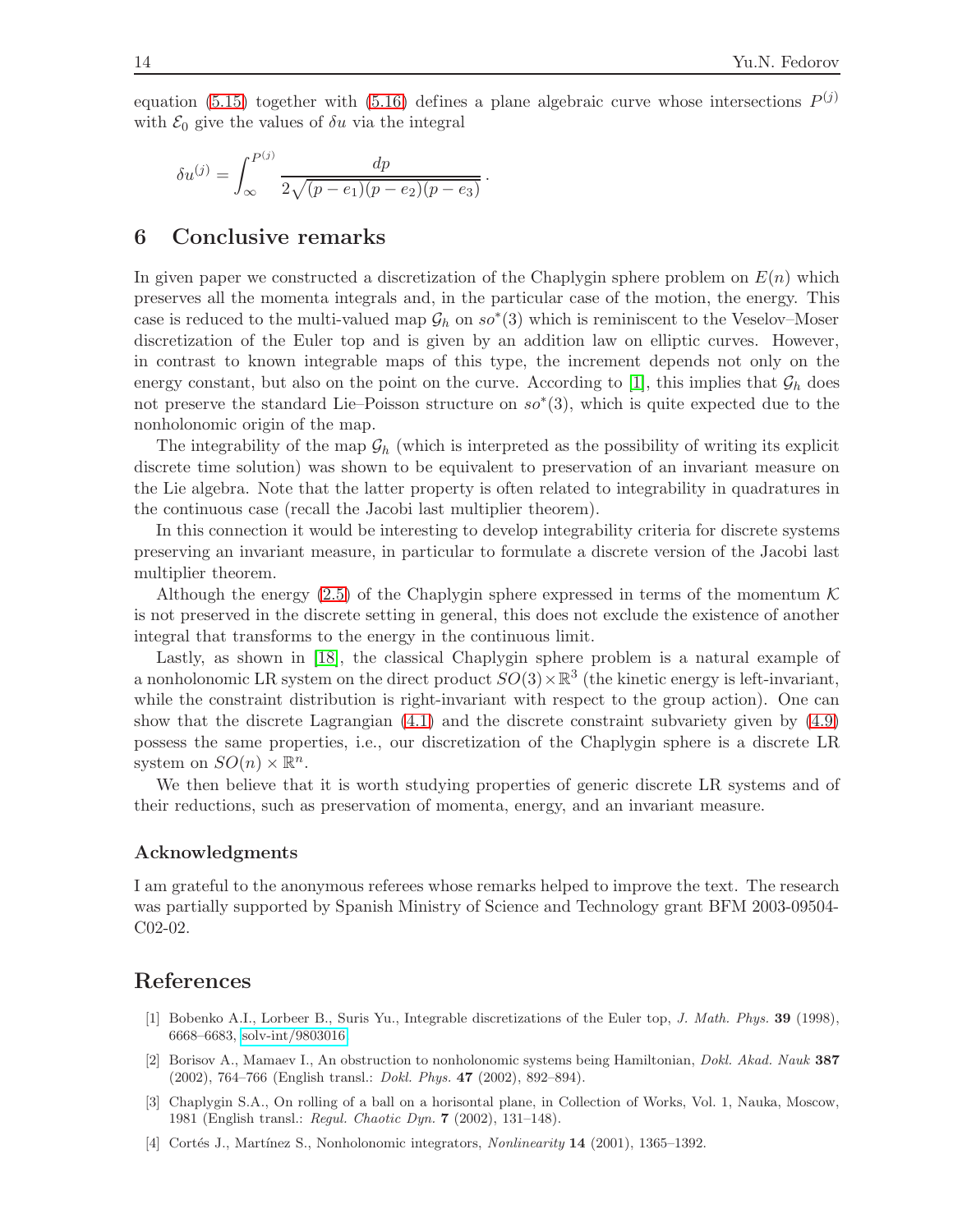equation (5.15) together with (5.16) defines a plane algebraic curve whose intersections $P^{(j)}$ with $\mathcal{E}_0$ give the values of $\delta u$ via the integral

$$\delta u^{(j)} = \int_{\infty}^{P^{(j)}} \frac{dp}{2\sqrt{(p-e_1)(p-e_2)(p-e_3)}}.$$

## 6 Conclusive remarks

In given paper we constructed a discretization of the Chaplygin sphere problem on $E(n)$ which preserves all the momenta integrals and, in the particular case of the motion, the energy. This case is reduced to the multi-valued map $\mathcal{G}_h$ on $so^*(3)$ which is reminiscent to the Veselov–Moser discretization of the Euler top and is given by an addition law on elliptic curves. However, in contrast to known integrable maps of this type, the increment depends not only on the energy constant, but also on the point on the curve. According to [1], this implies that $\mathcal{G}_h$ does not preserve the standard Lie–Poisson structure on $so^*(3)$, which is quite expected due to the nonholonomic origin of the map.

The integrability of the map $\mathcal{G}_h$ (which is interpreted as the possibility of writing its explicit discrete time solution) was shown to be equivalent to preservation of an invariant measure on the Lie algebra. Note that the latter property is often related to integrability in quadratures in the continuous case (recall the Jacobi last multiplier theorem).

In this connection it would be interesting to develop integrability criteria for discrete systems preserving an invariant measure, in particular to formulate a discrete version of the Jacobi last multiplier theorem.

Although the energy (2.5) of the Chaplygin sphere expressed in terms of the momentum $\mathcal{K}$ is not preserved in the discrete setting in general, this does not exclude the existence of another integral that transforms to the energy in the continuous limit.

Lastly, as shown in [18], the classical Chaplygin sphere problem is a natural example of a nonholonomic LR system on the direct product $SO(3)\times\mathbb{R}^3$ (the kinetic energy is left-invariant, while the constraint distribution is right-invariant with respect to the group action). One can show that the discrete Lagrangian (4.1) and the discrete constraint subvariety given by (4.9) possess the same properties, i.e., our discretization of the Chaplygin sphere is a discrete LR system on $SO(n)\times\mathbb{R}^n$.

We then believe that it is worth studying properties of generic discrete LR systems and of their reductions, such as preservation of momenta, energy, and an invariant measure.

### Acknowledgments

I am grateful to the anonymous referees whose remarks helped to improve the text. The research was partially supported by Spanish Ministry of Science and Technology grant BFM 2003-09504-C02-02.

## References

[1] Bobenko A.I., Lorbeer B., Suris Yu., Integrable discretizations of the Euler top, *J. Math. Phys.* **39** (1998), 6668–6683, solv-int/9803016.

[2] Borisov A., Mamaev I., An obstruction to nonholonomic systems being Hamiltonian, *Dokl. Akad. Nauk* **387** (2002), 764–766 (English transl.: *Dokl. Phys.* **47** (2002), 892–894).

[3] Chaplygin S.A., On rolling of a ball on a horisontal plane, in Collection of Works, Vol. 1, Nauka, Moscow, 1981 (English transl.: *Regul. Chaotic Dyn.* **7** (2002), 131–148).

[4] Cortés J., Martínez S., Nonholonomic integrators, *Nonlinearity* **14** (2001), 1365–1392.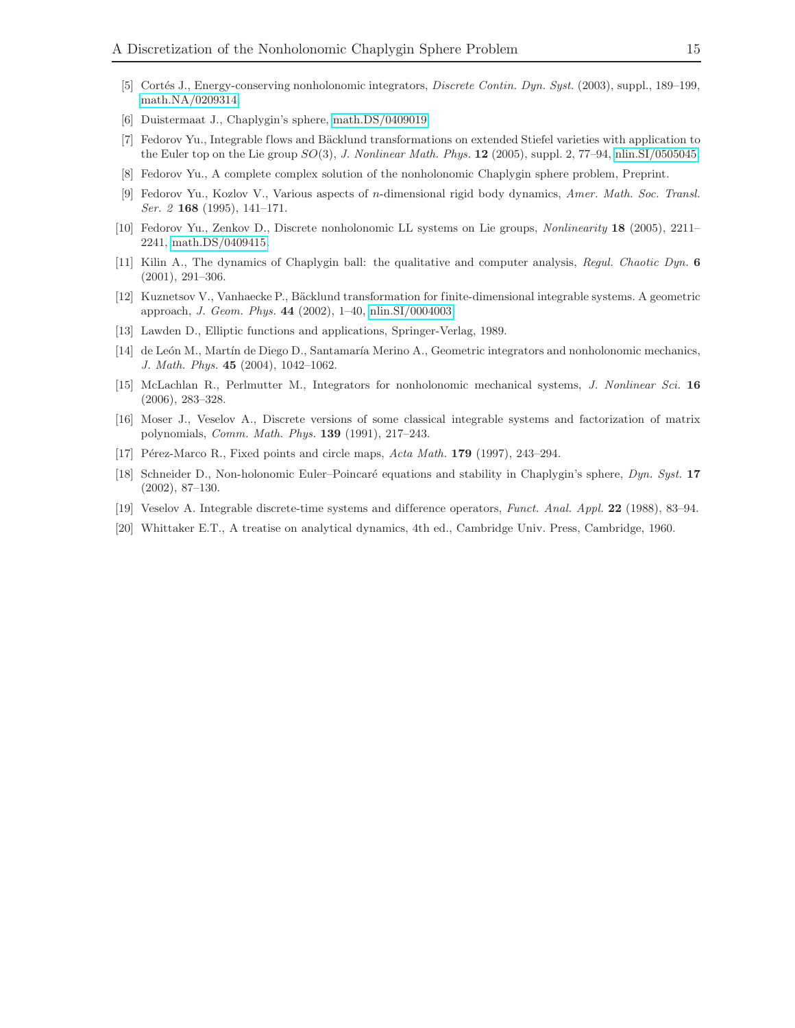[5] Cortés J., Energy-conserving nonholonomic integrators, *Discrete Contin. Dyn. Syst.* (2003), suppl., 189–199, math.NA/0209314.

[6] Duistermaat J., Chaplygin's sphere, math.DS/0409019.

[7] Fedorov Yu., Integrable flows and Bäcklund transformations on extended Stiefel varieties with application to the Euler top on the Lie group $SO(3)$, *J. Nonlinear Math. Phys.* **12** (2005), suppl. 2, 77–94, nlin.SI/0505045.

[8] Fedorov Yu., A complete complex solution of the nonholonomic Chaplygin sphere problem, Preprint.

[9] Fedorov Yu., Kozlov V., Various aspects of $n$-dimensional rigid body dynamics, *Amer. Math. Soc. Transl. Ser. 2* **168** (1995), 141–171.

[10] Fedorov Yu., Zenkov D., Discrete nonholonomic LL systems on Lie groups, *Nonlinearity* **18** (2005), 2211–2241, math.DS/0409415.

[11] Kilin A., The dynamics of Chaplygin ball: the qualitative and computer analysis, *Regul. Chaotic Dyn.* **6** (2001), 291–306.

[12] Kuznetsov V., Vanhaecke P., Bäcklund transformation for finite-dimensional integrable systems. A geometric approach, *J. Geom. Phys.* **44** (2002), 1–40, nlin.SI/0004003.

[13] Lawden D., Elliptic functions and applications, Springer-Verlag, 1989.

[14] de León M., Martín de Diego D., Santamaría Merino A., Geometric integrators and nonholonomic mechanics, *J. Math. Phys.* **45** (2004), 1042–1062.

[15] McLachlan R., Perlmutter M., Integrators for nonholonomic mechanical systems, *J. Nonlinear Sci.* **16** (2006), 283–328.

[16] Moser J., Veselov A., Discrete versions of some classical integrable systems and factorization of matrix polynomials, *Comm. Math. Phys.* **139** (1991), 217–243.

[17] Pérez-Marco R., Fixed points and circle maps, *Acta Math.* **179** (1997), 243–294.

[18] Schneider D., Non-holonomic Euler–Poincaré equations and stability in Chaplygin's sphere, *Dyn. Syst.* **17** (2002), 87–130.

[19] Veselov A. Integrable discrete-time systems and difference operators, *Funct. Anal. Appl.* **22** (1988), 83–94.

[20] Whittaker E.T., A treatise on analytical dynamics, 4th ed., Cambridge Univ. Press, Cambridge, 1960.